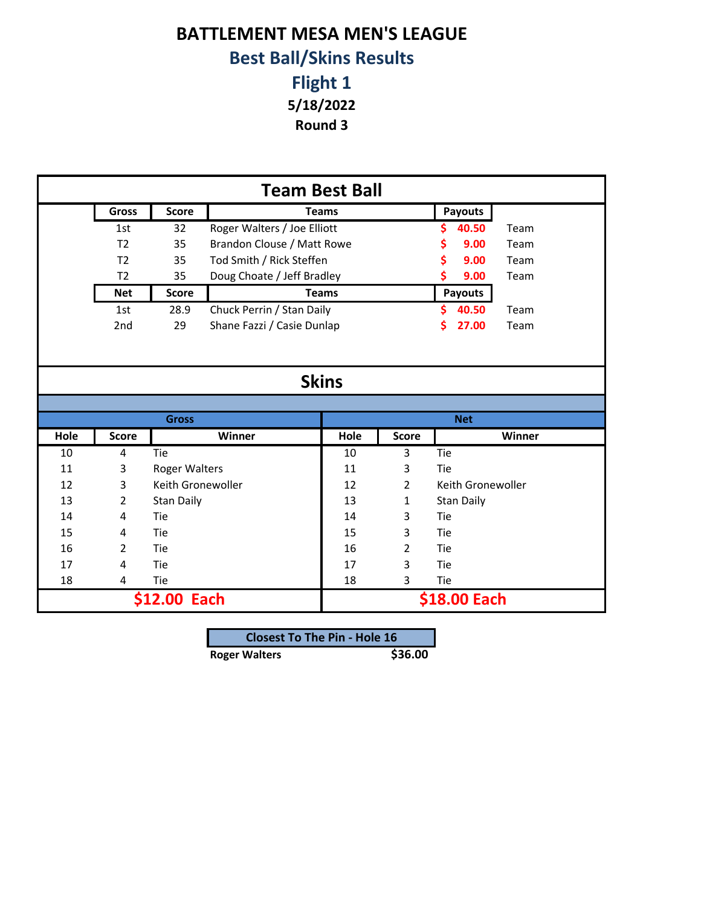# BATTLEMENT MESA MEN'S LEAGUE

## Best Ball/Skins Results

## Flight 1

**5/18/2022**

**Round 3**

## Team Best Ball

| Gross | Score | Teams | Payouts | |
|---|---|---|---|---|
| 1st | 32 | Roger Walters / Joe Elliott | $ 40.50 | Team |
| T2 | 35 | Brandon Clouse / Matt Rowe | $ 9.00 | Team |
| T2 | 35 | Tod Smith / Rick Steffen | $ 9.00 | Team |
| T2 | 35 | Doug Choate / Jeff Bradley | $ 9.00 | Team |
| **Net** | **Score** | **Teams** | **Payouts** | |
| 1st | 28.9 | Chuck Perrin / Stan Daily | $ 40.50 | Team |
| 2nd | 29 | Shane Fazzi / Casie Dunlap | $ 27.00 | Team |

## Skins

| Gross | | | Net | | |
|---|---|---|---|---|---|
| **Hole** | **Score** | **Winner** | **Hole** | **Score** | **Winner** |
| 10 | 4 | Tie | 10 | 3 | Tie |
| 11 | 3 | Roger Walters | 11 | 3 | Tie |
| 12 | 3 | Keith Gronewoller | 12 | 2 | Keith Gronewoller |
| 13 | 2 | Stan Daily | 13 | 1 | Stan Daily |
| 14 | 4 | Tie | 14 | 3 | Tie |
| 15 | 4 | Tie | 15 | 3 | Tie |
| 16 | 2 | Tie | 16 | 2 | Tie |
| 17 | 4 | Tie | 17 | 3 | Tie |
| 18 | 4 | Tie | 18 | 3 | Tie |
| **$12.00 Each** | | | **$18.00 Each** | | |

| Closest To The Pin - Hole 16 | |
|---|---|
| **Roger Walters** | **$36.00** |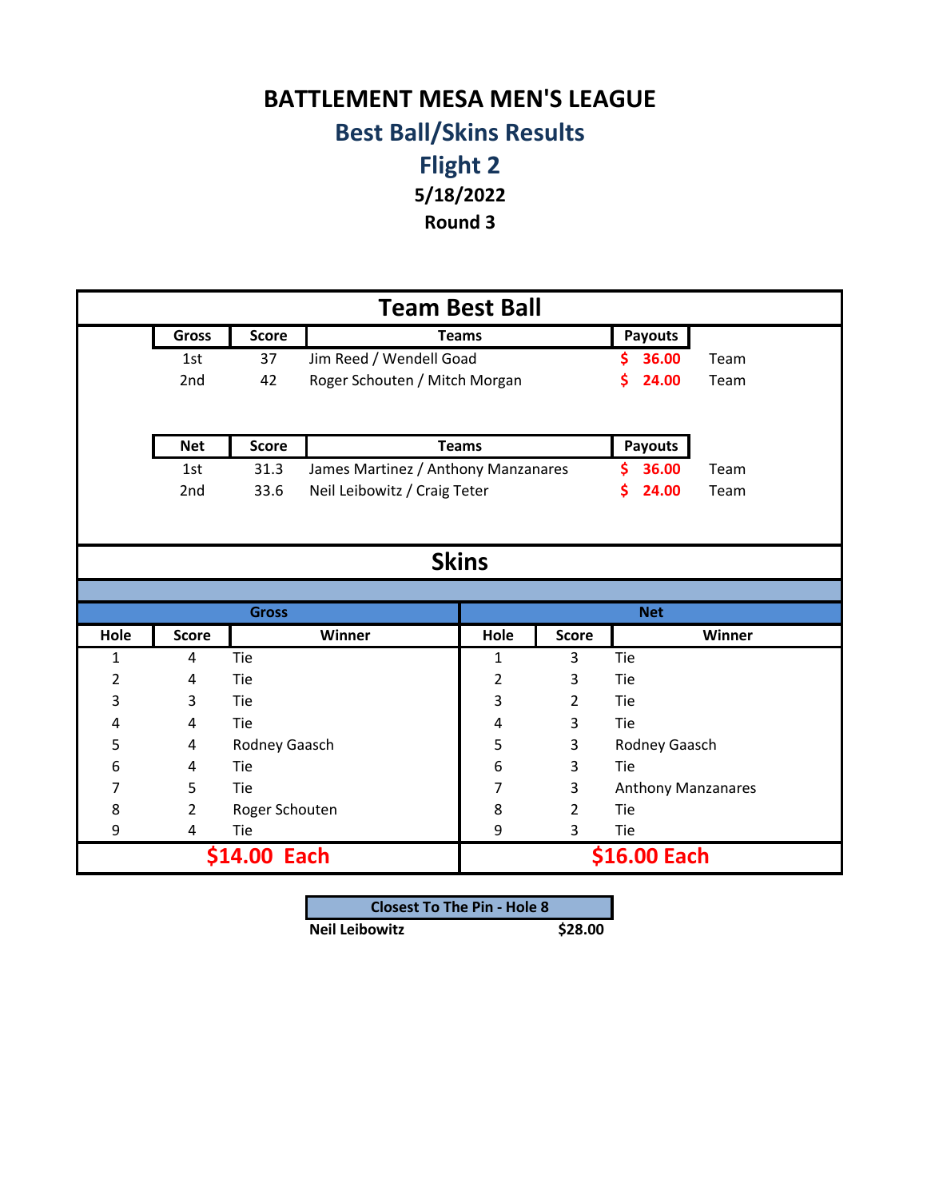# BATTLEMENT MESA MEN'S LEAGUE

## Best Ball/Skins Results

## Flight 2

**5/18/2022**

**Round 3**

## Team Best Ball

| Gross | Score | Teams | Payouts | |
|---|---|---|---|---|
| 1st | 37 | Jim Reed / Wendell Goad | $ 36.00 | Team |
| 2nd | 42 | Roger Schouten / Mitch Morgan | $ 24.00 | Team |

| Net | Score | Teams | Payouts | |
|---|---|---|---|---|
| 1st | 31.3 | James Martinez / Anthony Manzanares | $ 36.00 | Team |
| 2nd | 33.6 | Neil Leibowitz / Craig Teter | $ 24.00 | Team |

## Skins

| Gross | | | Net | | |
|---|---|---|---|---|---|
| Hole | Score | Winner | Hole | Score | Winner |
| 1 | 4 | Tie | 1 | 3 | Tie |
| 2 | 4 | Tie | 2 | 3 | Tie |
| 3 | 3 | Tie | 3 | 2 | Tie |
| 4 | 4 | Tie | 4 | 3 | Tie |
| 5 | 4 | Rodney Gaasch | 5 | 3 | Rodney Gaasch |
| 6 | 4 | Tie | 6 | 3 | Tie |
| 7 | 5 | Tie | 7 | 3 | Anthony Manzanares |
| 8 | 2 | Roger Schouten | 8 | 2 | Tie |
| 9 | 4 | Tie | 9 | 3 | Tie |
| $14.00 Each | | | $16.00 Each | | |

| Closest To The Pin - Hole 8 | |
|---|---|
| Neil Leibowitz | $28.00 |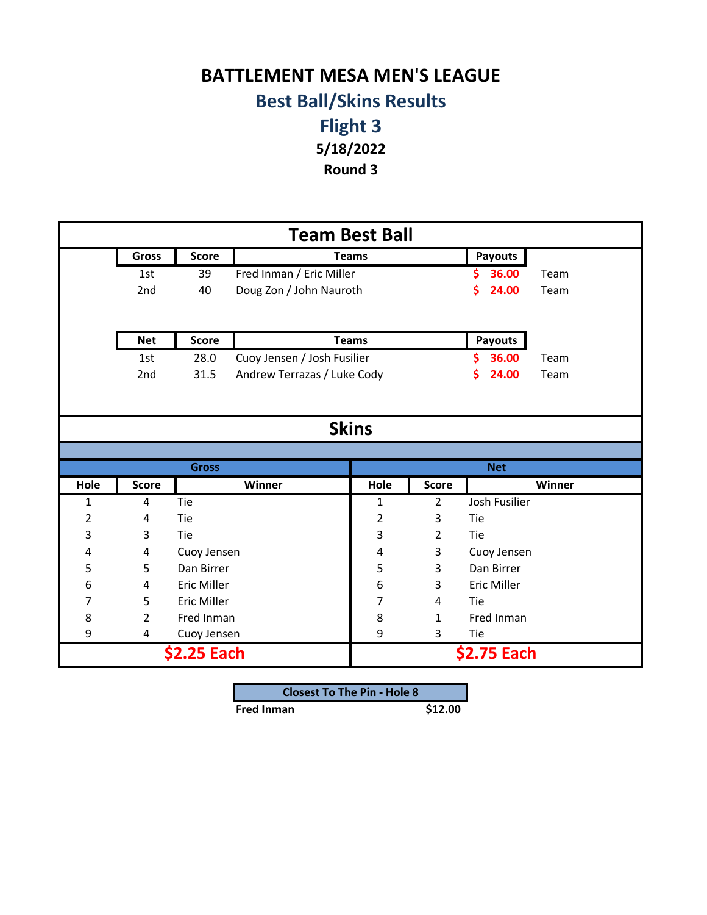# BATTLEMENT MESA MEN'S LEAGUE

## Best Ball/Skins Results

## Flight 3

**5/18/2022**

**Round 3**

## Team Best Ball

| Gross | Score | Teams | Payouts | |
|---|---|---|---|---|
| 1st | 39 | Fred Inman / Eric Miller | $ 36.00 | Team |
| 2nd | 40 | Doug Zon / John Nauroth | $ 24.00 | Team |

| Net | Score | Teams | Payouts | |
|---|---|---|---|---|
| 1st | 28.0 | Cuoy Jensen / Josh Fusilier | $ 36.00 | Team |
| 2nd | 31.5 | Andrew Terrazas / Luke Cody | $ 24.00 | Team |

## Skins

| Gross | | | Net | | |
|---|---|---|---|---|---|
| Hole | Score | Winner | Hole | Score | Winner |
| 1 | 4 | Tie | 1 | 2 | Josh Fusilier |
| 2 | 4 | Tie | 2 | 3 | Tie |
| 3 | 3 | Tie | 3 | 2 | Tie |
| 4 | 4 | Cuoy Jensen | 4 | 3 | Cuoy Jensen |
| 5 | 5 | Dan Birrer | 5 | 3 | Dan Birrer |
| 6 | 4 | Eric Miller | 6 | 3 | Eric Miller |
| 7 | 5 | Eric Miller | 7 | 4 | Tie |
| 8 | 2 | Fred Inman | 8 | 1 | Fred Inman |
| 9 | 4 | Cuoy Jensen | 9 | 3 | Tie |
| **$2.25 Each** | | | **$2.75 Each** | | |

| Closest To The Pin - Hole 8 | |
|---|---|
| **Fred Inman** | **$12.00** |